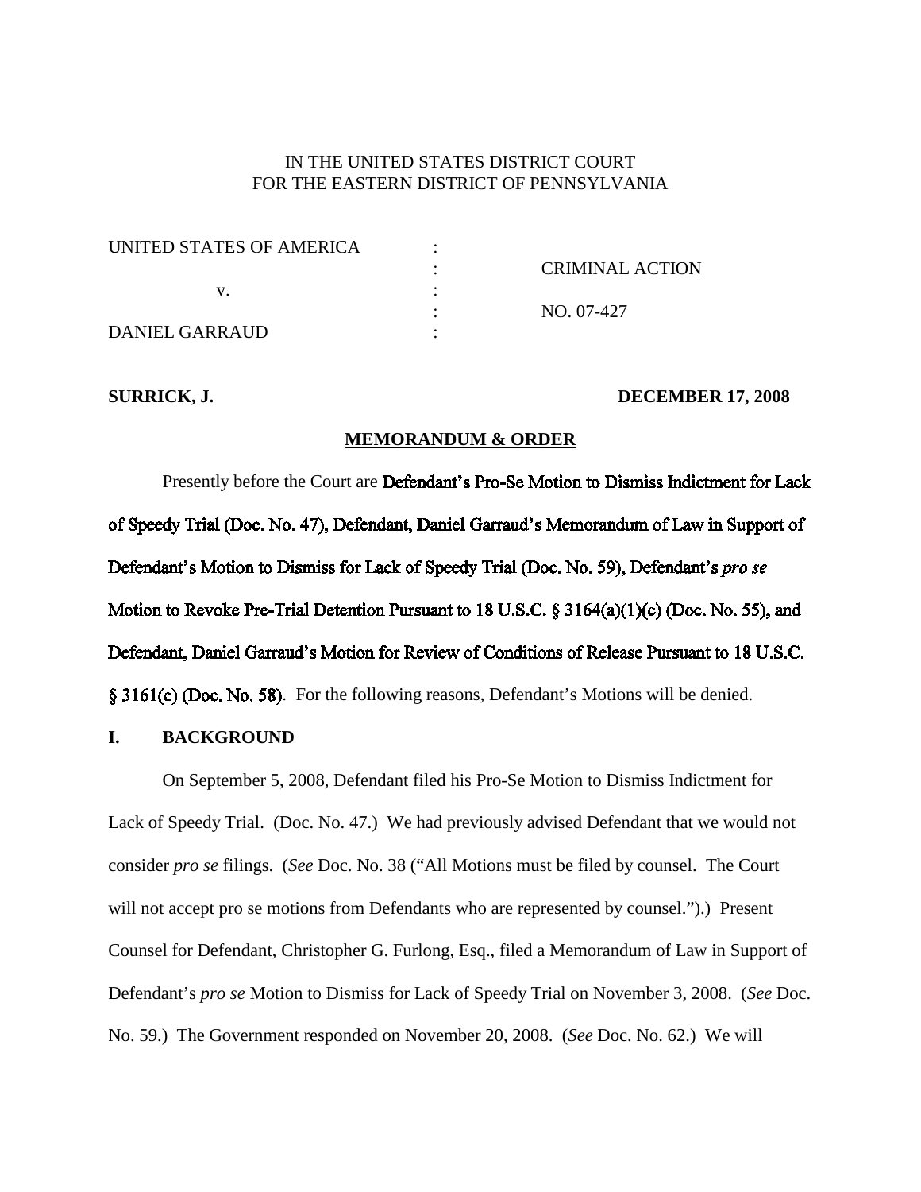IN THE UNITED STATES DISTRICT COURT
FOR THE EASTERN DISTRICT OF PENNSYLVANIA

| | | |
|---|---|---|
| UNITED STATES OF AMERICA | : | |
| | : | CRIMINAL ACTION |
| v. | : | |
| | : | NO. 07-427 |
| DANIEL GARRAUD | : | |

**SURRICK, J.** **DECEMBER 17, 2008**

**MEMORANDUM & ORDER**

Presently before the Court are Defendant's Pro-Se Motion to Dismiss Indictment for Lack of Speedy Trial (Doc. No. 47), Defendant, Daniel Garraud's Memorandum of Law in Support of Defendant's Motion to Dismiss for Lack of Speedy Trial (Doc. No. 59), Defendant's *pro se* Motion to Revoke Pre-Trial Detention Pursuant to 18 U.S.C. § 3164(a)(1)(c) (Doc. No. 55), and Defendant, Daniel Garraud's Motion for Review of Conditions of Release Pursuant to 18 U.S.C. § 3161(c) (Doc. No. 58). For the following reasons, Defendant's Motions will be denied.

## I. BACKGROUND

On September 5, 2008, Defendant filed his Pro-Se Motion to Dismiss Indictment for Lack of Speedy Trial. (Doc. No. 47.) We had previously advised Defendant that we would not consider *pro se* filings. (*See* Doc. No. 38 ("All Motions must be filed by counsel. The Court will not accept pro se motions from Defendants who are represented by counsel.").) Present Counsel for Defendant, Christopher G. Furlong, Esq., filed a Memorandum of Law in Support of Defendant's *pro se* Motion to Dismiss for Lack of Speedy Trial on November 3, 2008. (*See* Doc. No. 59.) The Government responded on November 20, 2008. (*See* Doc. No. 62.) We will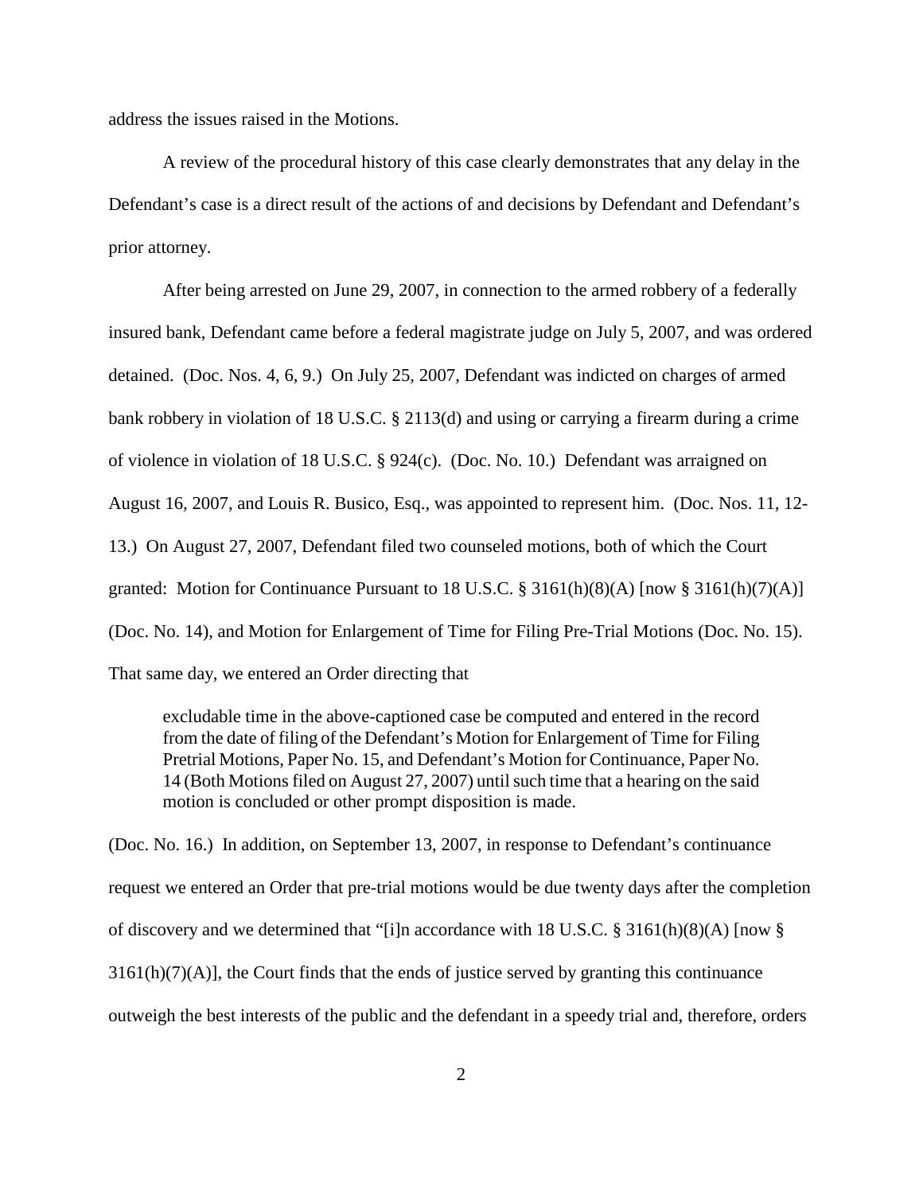address the issues raised in the Motions.

A review of the procedural history of this case clearly demonstrates that any delay in the Defendant's case is a direct result of the actions of and decisions by Defendant and Defendant's prior attorney.

After being arrested on June 29, 2007, in connection to the armed robbery of a federally insured bank, Defendant came before a federal magistrate judge on July 5, 2007, and was ordered detained. (Doc. Nos. 4, 6, 9.) On July 25, 2007, Defendant was indicted on charges of armed bank robbery in violation of 18 U.S.C. § 2113(d) and using or carrying a firearm during a crime of violence in violation of 18 U.S.C. § 924(c). (Doc. No. 10.) Defendant was arraigned on August 16, 2007, and Louis R. Busico, Esq., was appointed to represent him. (Doc. Nos. 11, 12-13.) On August 27, 2007, Defendant filed two counseled motions, both of which the Court granted: Motion for Continuance Pursuant to 18 U.S.C. § 3161(h)(8)(A) [now § 3161(h)(7)(A)] (Doc. No. 14), and Motion for Enlargement of Time for Filing Pre-Trial Motions (Doc. No. 15). That same day, we entered an Order directing that

> excludable time in the above-captioned case be computed and entered in the record from the date of filing of the Defendant's Motion for Enlargement of Time for Filing Pretrial Motions, Paper No. 15, and Defendant's Motion for Continuance, Paper No. 14 (Both Motions filed on August 27, 2007) until such time that a hearing on the said motion is concluded or other prompt disposition is made.

(Doc. No. 16.) In addition, on September 13, 2007, in response to Defendant's continuance request we entered an Order that pre-trial motions would be due twenty days after the completion of discovery and we determined that "[i]n accordance with 18 U.S.C. § 3161(h)(8)(A) [now § 3161(h)(7)(A)], the Court finds that the ends of justice served by granting this continuance outweigh the best interests of the public and the defendant in a speedy trial and, therefore, orders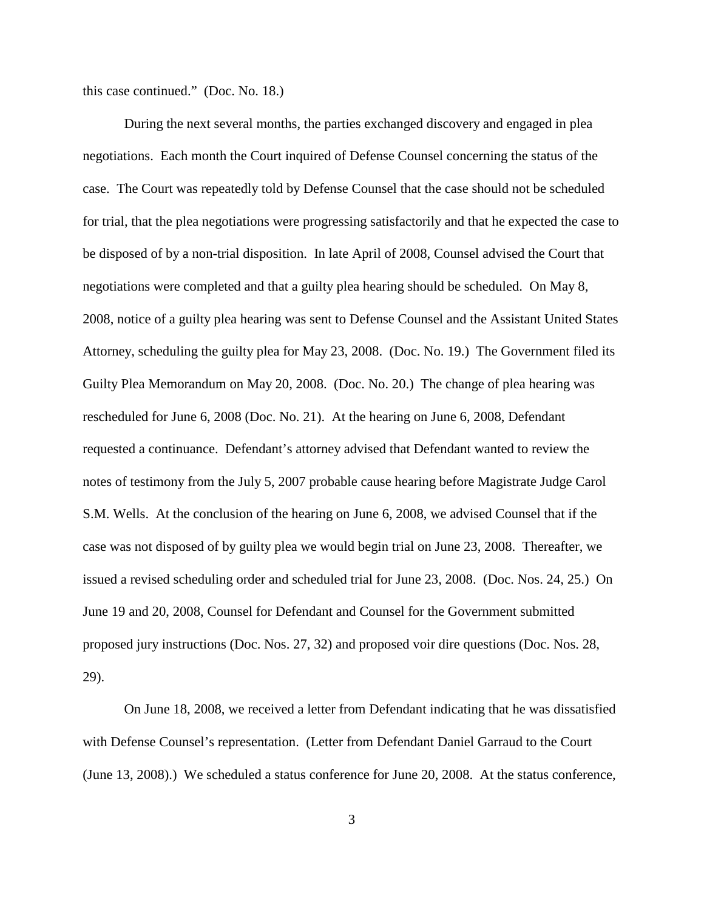this case continued." (Doc. No. 18.)

During the next several months, the parties exchanged discovery and engaged in plea negotiations. Each month the Court inquired of Defense Counsel concerning the status of the case. The Court was repeatedly told by Defense Counsel that the case should not be scheduled for trial, that the plea negotiations were progressing satisfactorily and that he expected the case to be disposed of by a non-trial disposition. In late April of 2008, Counsel advised the Court that negotiations were completed and that a guilty plea hearing should be scheduled. On May 8, 2008, notice of a guilty plea hearing was sent to Defense Counsel and the Assistant United States Attorney, scheduling the guilty plea for May 23, 2008. (Doc. No. 19.) The Government filed its Guilty Plea Memorandum on May 20, 2008. (Doc. No. 20.) The change of plea hearing was rescheduled for June 6, 2008 (Doc. No. 21). At the hearing on June 6, 2008, Defendant requested a continuance. Defendant's attorney advised that Defendant wanted to review the notes of testimony from the July 5, 2007 probable cause hearing before Magistrate Judge Carol S.M. Wells. At the conclusion of the hearing on June 6, 2008, we advised Counsel that if the case was not disposed of by guilty plea we would begin trial on June 23, 2008. Thereafter, we issued a revised scheduling order and scheduled trial for June 23, 2008. (Doc. Nos. 24, 25.) On June 19 and 20, 2008, Counsel for Defendant and Counsel for the Government submitted proposed jury instructions (Doc. Nos. 27, 32) and proposed voir dire questions (Doc. Nos. 28, 29).

On June 18, 2008, we received a letter from Defendant indicating that he was dissatisfied with Defense Counsel's representation. (Letter from Defendant Daniel Garraud to the Court (June 13, 2008).) We scheduled a status conference for June 20, 2008. At the status conference,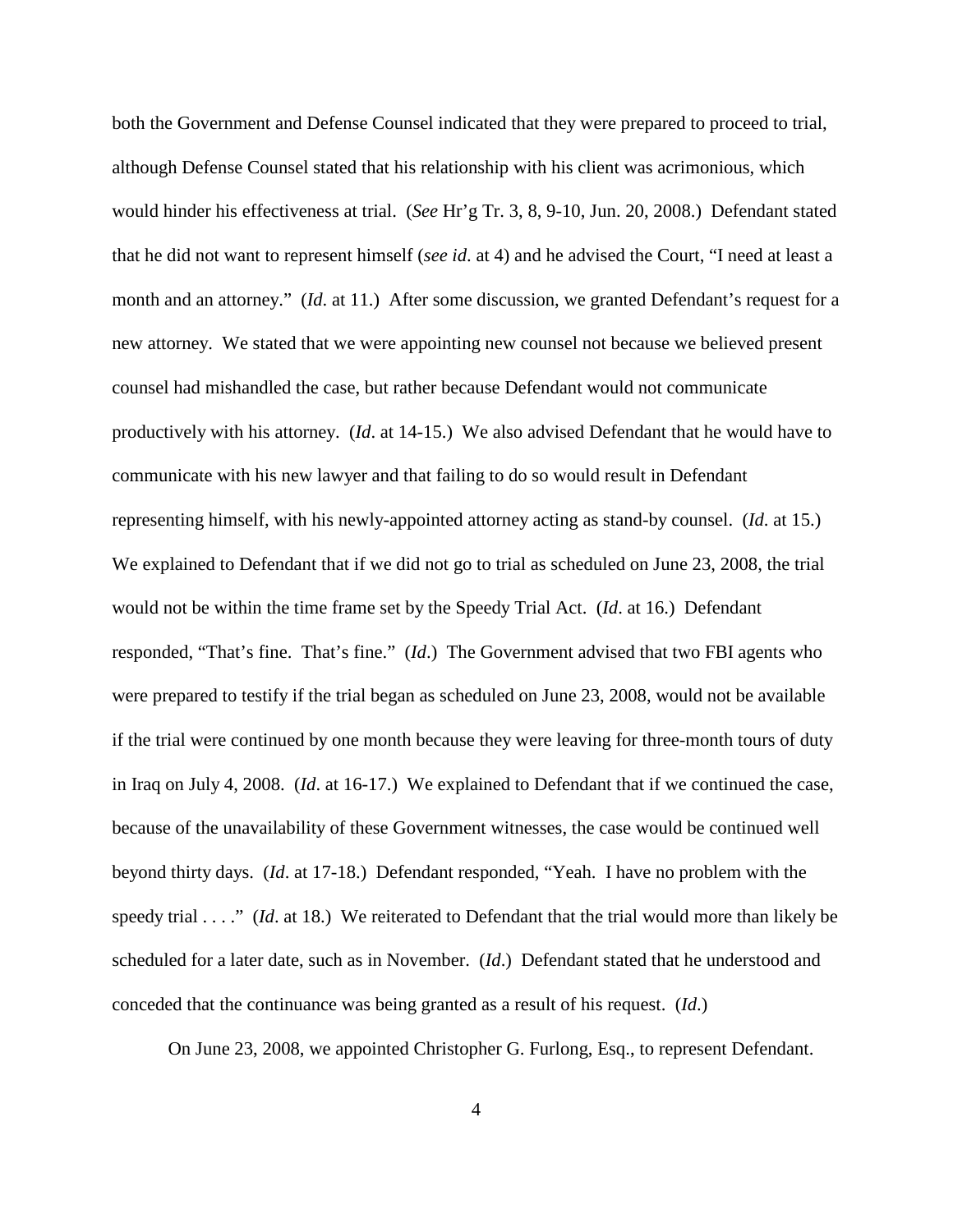both the Government and Defense Counsel indicated that they were prepared to proceed to trial, although Defense Counsel stated that his relationship with his client was acrimonious, which would hinder his effectiveness at trial. (*See* Hr'g Tr. 3, 8, 9-10, Jun. 20, 2008.) Defendant stated that he did not want to represent himself (*see id*. at 4) and he advised the Court, "I need at least a month and an attorney." (*Id*. at 11.) After some discussion, we granted Defendant's request for a new attorney. We stated that we were appointing new counsel not because we believed present counsel had mishandled the case, but rather because Defendant would not communicate productively with his attorney. (*Id*. at 14-15.) We also advised Defendant that he would have to communicate with his new lawyer and that failing to do so would result in Defendant representing himself, with his newly-appointed attorney acting as stand-by counsel. (*Id*. at 15.) We explained to Defendant that if we did not go to trial as scheduled on June 23, 2008, the trial would not be within the time frame set by the Speedy Trial Act. (*Id*. at 16.) Defendant responded, "That's fine. That's fine." (*Id*.) The Government advised that two FBI agents who were prepared to testify if the trial began as scheduled on June 23, 2008, would not be available if the trial were continued by one month because they were leaving for three-month tours of duty in Iraq on July 4, 2008. (*Id*. at 16-17.) We explained to Defendant that if we continued the case, because of the unavailability of these Government witnesses, the case would be continued well beyond thirty days. (*Id*. at 17-18.) Defendant responded, "Yeah. I have no problem with the speedy trial . . . ." (*Id*. at 18.) We reiterated to Defendant that the trial would more than likely be scheduled for a later date, such as in November. (*Id*.) Defendant stated that he understood and conceded that the continuance was being granted as a result of his request. (*Id*.)

On June 23, 2008, we appointed Christopher G. Furlong, Esq., to represent Defendant.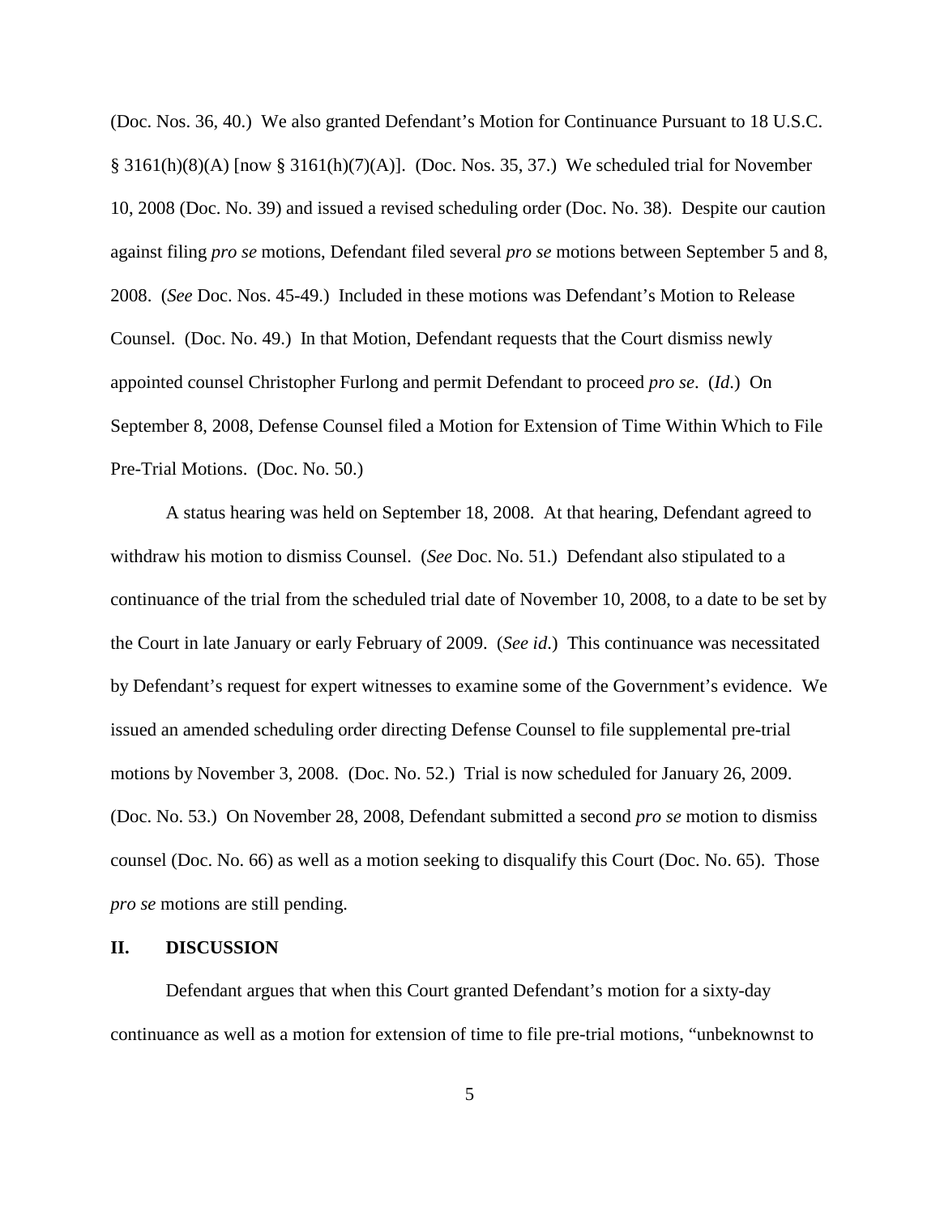(Doc. Nos. 36, 40.) We also granted Defendant's Motion for Continuance Pursuant to 18 U.S.C. § 3161(h)(8)(A) [now § 3161(h)(7)(A)]. (Doc. Nos. 35, 37.) We scheduled trial for November 10, 2008 (Doc. No. 39) and issued a revised scheduling order (Doc. No. 38). Despite our caution against filing *pro se* motions, Defendant filed several *pro se* motions between September 5 and 8, 2008. (*See* Doc. Nos. 45-49.) Included in these motions was Defendant's Motion to Release Counsel. (Doc. No. 49.) In that Motion, Defendant requests that the Court dismiss newly appointed counsel Christopher Furlong and permit Defendant to proceed *pro se*. (*Id*.) On September 8, 2008, Defense Counsel filed a Motion for Extension of Time Within Which to File Pre-Trial Motions. (Doc. No. 50.)

A status hearing was held on September 18, 2008. At that hearing, Defendant agreed to withdraw his motion to dismiss Counsel. (*See* Doc. No. 51.) Defendant also stipulated to a continuance of the trial from the scheduled trial date of November 10, 2008, to a date to be set by the Court in late January or early February of 2009. (*See id*.) This continuance was necessitated by Defendant's request for expert witnesses to examine some of the Government's evidence. We issued an amended scheduling order directing Defense Counsel to file supplemental pre-trial motions by November 3, 2008. (Doc. No. 52.) Trial is now scheduled for January 26, 2009. (Doc. No. 53.) On November 28, 2008, Defendant submitted a second *pro se* motion to dismiss counsel (Doc. No. 66) as well as a motion seeking to disqualify this Court (Doc. No. 65). Those *pro se* motions are still pending.

## II. DISCUSSION

Defendant argues that when this Court granted Defendant's motion for a sixty-day continuance as well as a motion for extension of time to file pre-trial motions, "unbeknownst to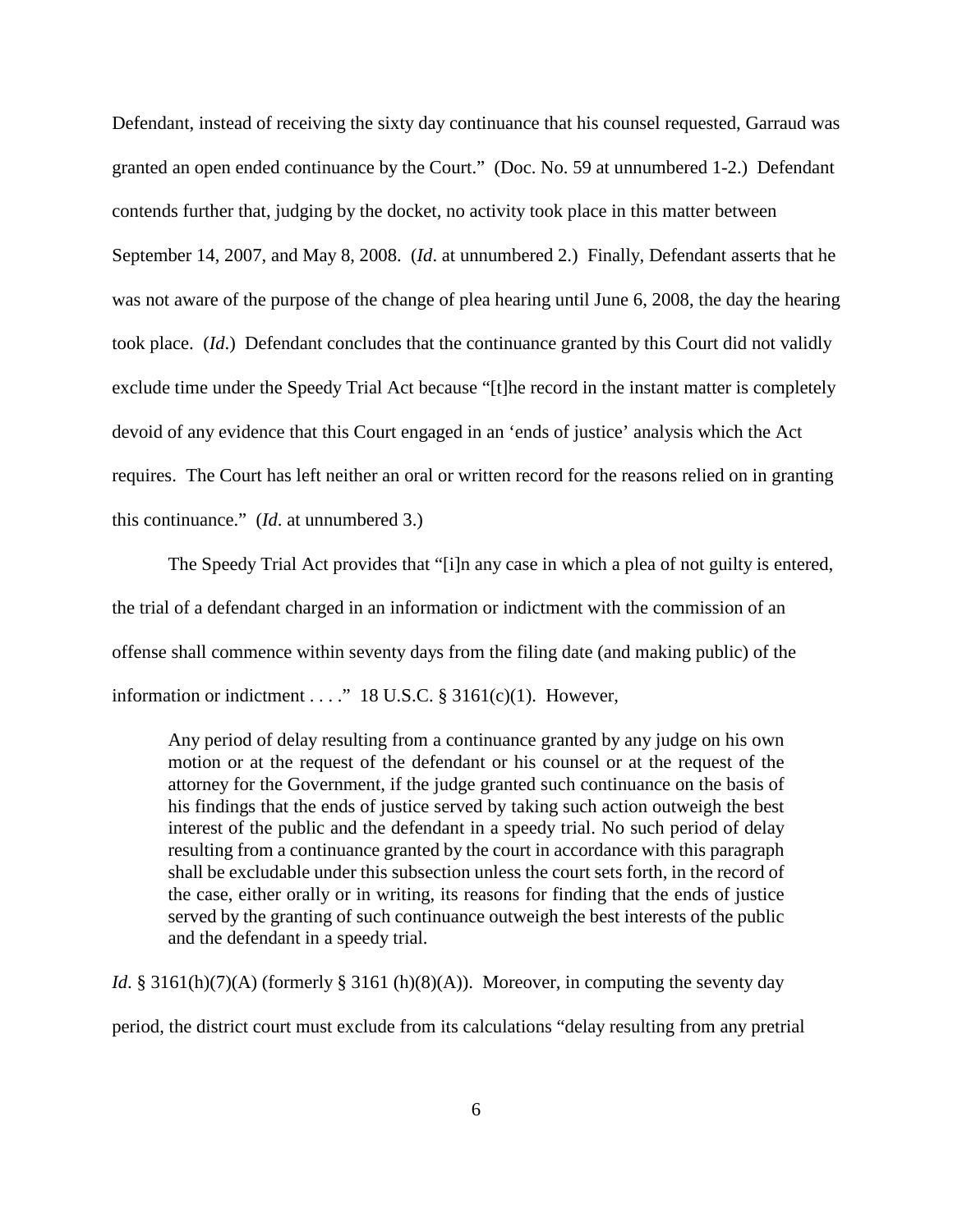Defendant, instead of receiving the sixty day continuance that his counsel requested, Garraud was granted an open ended continuance by the Court." (Doc. No. 59 at unnumbered 1-2.) Defendant contends further that, judging by the docket, no activity took place in this matter between September 14, 2007, and May 8, 2008. (*Id*. at unnumbered 2.) Finally, Defendant asserts that he was not aware of the purpose of the change of plea hearing until June 6, 2008, the day the hearing took place. (*Id*.) Defendant concludes that the continuance granted by this Court did not validly exclude time under the Speedy Trial Act because "[t]he record in the instant matter is completely devoid of any evidence that this Court engaged in an 'ends of justice' analysis which the Act requires. The Court has left neither an oral or written record for the reasons relied on in granting this continuance." (*Id*. at unnumbered 3.)

The Speedy Trial Act provides that "[i]n any case in which a plea of not guilty is entered, the trial of a defendant charged in an information or indictment with the commission of an offense shall commence within seventy days from the filing date (and making public) of the information or indictment . . . ." 18 U.S.C. § 3161(c)(1). However,

> Any period of delay resulting from a continuance granted by any judge on his own motion or at the request of the defendant or his counsel or at the request of the attorney for the Government, if the judge granted such continuance on the basis of his findings that the ends of justice served by taking such action outweigh the best interest of the public and the defendant in a speedy trial. No such period of delay resulting from a continuance granted by the court in accordance with this paragraph shall be excludable under this subsection unless the court sets forth, in the record of the case, either orally or in writing, its reasons for finding that the ends of justice served by the granting of such continuance outweigh the best interests of the public and the defendant in a speedy trial.

*Id*. § 3161(h)(7)(A) (formerly § 3161 (h)(8)(A)). Moreover, in computing the seventy day period, the district court must exclude from its calculations "delay resulting from any pretrial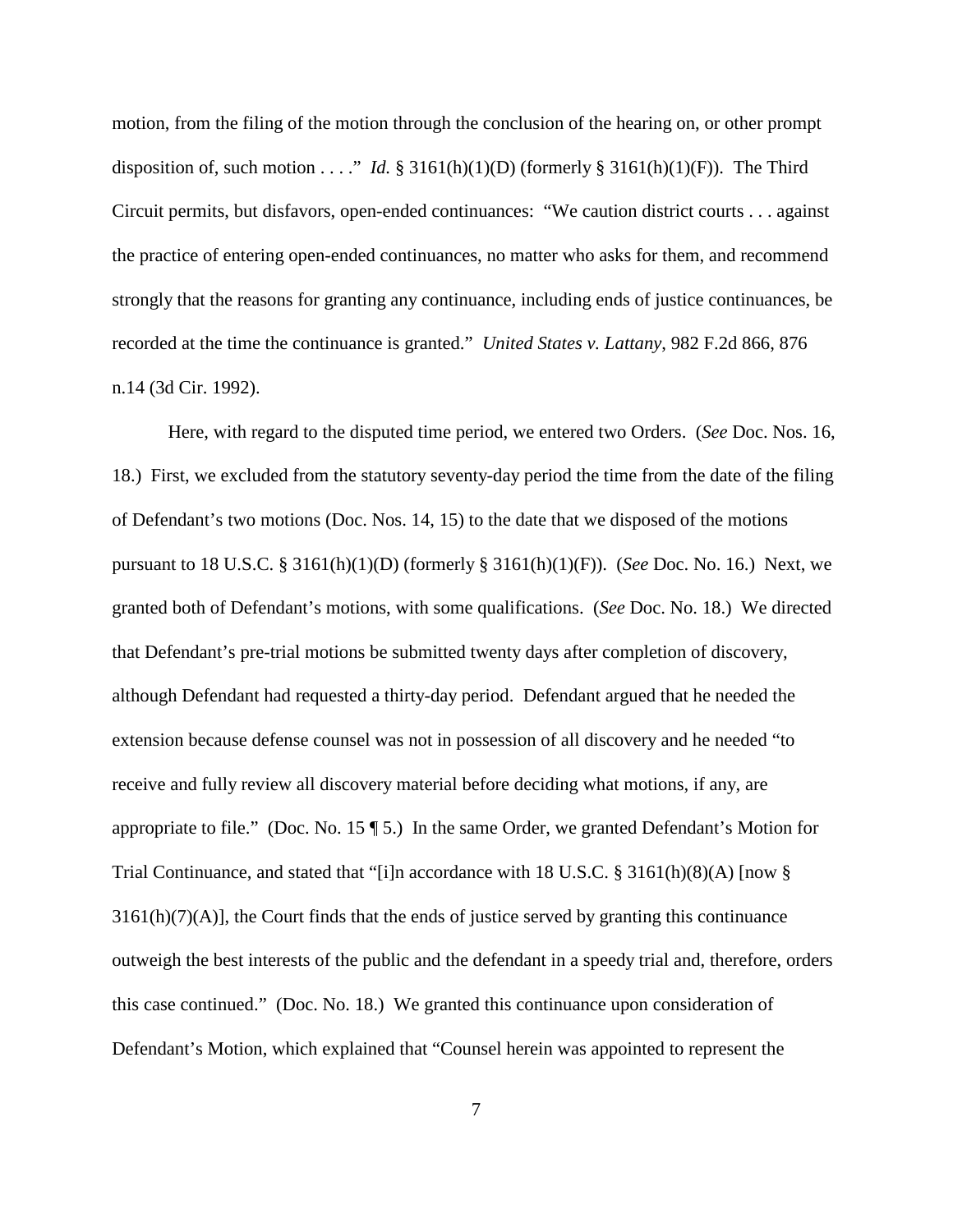motion, from the filing of the motion through the conclusion of the hearing on, or other prompt disposition of, such motion . . . ." *Id.* § 3161(h)(1)(D) (formerly § 3161(h)(1)(F)). The Third Circuit permits, but disfavors, open-ended continuances: "We caution district courts . . . against the practice of entering open-ended continuances, no matter who asks for them, and recommend strongly that the reasons for granting any continuance, including ends of justice continuances, be recorded at the time the continuance is granted." *United States v. Lattany*, 982 F.2d 866, 876 n.14 (3d Cir. 1992).

Here, with regard to the disputed time period, we entered two Orders. (*See* Doc. Nos. 16, 18.) First, we excluded from the statutory seventy-day period the time from the date of the filing of Defendant's two motions (Doc. Nos. 14, 15) to the date that we disposed of the motions pursuant to 18 U.S.C. § 3161(h)(1)(D) (formerly § 3161(h)(1)(F)). (*See* Doc. No. 16.) Next, we granted both of Defendant's motions, with some qualifications. (*See* Doc. No. 18.) We directed that Defendant's pre-trial motions be submitted twenty days after completion of discovery, although Defendant had requested a thirty-day period. Defendant argued that he needed the extension because defense counsel was not in possession of all discovery and he needed "to receive and fully review all discovery material before deciding what motions, if any, are appropriate to file." (Doc. No. 15 ¶ 5.) In the same Order, we granted Defendant's Motion for Trial Continuance, and stated that "[i]n accordance with 18 U.S.C. § 3161(h)(8)(A) [now § 3161(h)(7)(A)], the Court finds that the ends of justice served by granting this continuance outweigh the best interests of the public and the defendant in a speedy trial and, therefore, orders this case continued." (Doc. No. 18.) We granted this continuance upon consideration of Defendant's Motion, which explained that "Counsel herein was appointed to represent the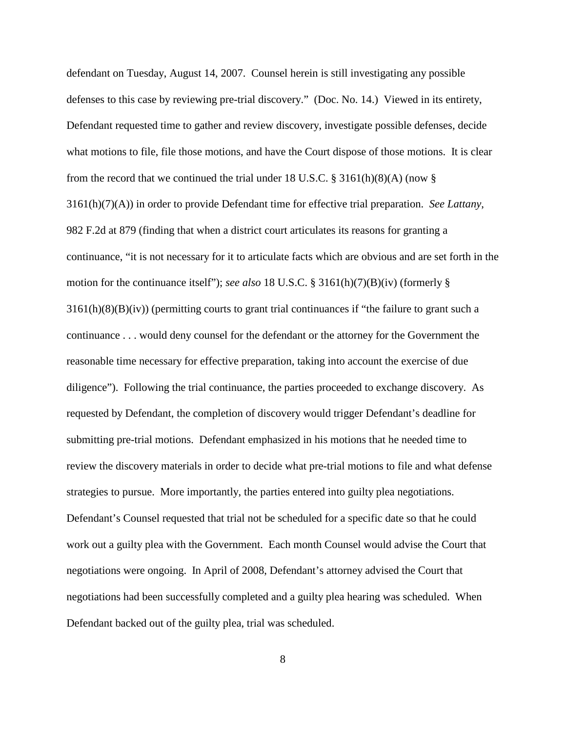defendant on Tuesday, August 14, 2007. Counsel herein is still investigating any possible defenses to this case by reviewing pre-trial discovery." (Doc. No. 14.) Viewed in its entirety, Defendant requested time to gather and review discovery, investigate possible defenses, decide what motions to file, file those motions, and have the Court dispose of those motions. It is clear from the record that we continued the trial under 18 U.S.C. § 3161(h)(8)(A) (now § 3161(h)(7)(A)) in order to provide Defendant time for effective trial preparation. *See Lattany*, 982 F.2d at 879 (finding that when a district court articulates its reasons for granting a continuance, "it is not necessary for it to articulate facts which are obvious and are set forth in the motion for the continuance itself"); *see also* 18 U.S.C. § 3161(h)(7)(B)(iv) (formerly § 3161(h)(8)(B)(iv)) (permitting courts to grant trial continuances if "the failure to grant such a continuance . . . would deny counsel for the defendant or the attorney for the Government the reasonable time necessary for effective preparation, taking into account the exercise of due diligence"). Following the trial continuance, the parties proceeded to exchange discovery. As requested by Defendant, the completion of discovery would trigger Defendant's deadline for submitting pre-trial motions. Defendant emphasized in his motions that he needed time to review the discovery materials in order to decide what pre-trial motions to file and what defense strategies to pursue. More importantly, the parties entered into guilty plea negotiations. Defendant's Counsel requested that trial not be scheduled for a specific date so that he could work out a guilty plea with the Government. Each month Counsel would advise the Court that negotiations were ongoing. In April of 2008, Defendant's attorney advised the Court that negotiations had been successfully completed and a guilty plea hearing was scheduled. When Defendant backed out of the guilty plea, trial was scheduled.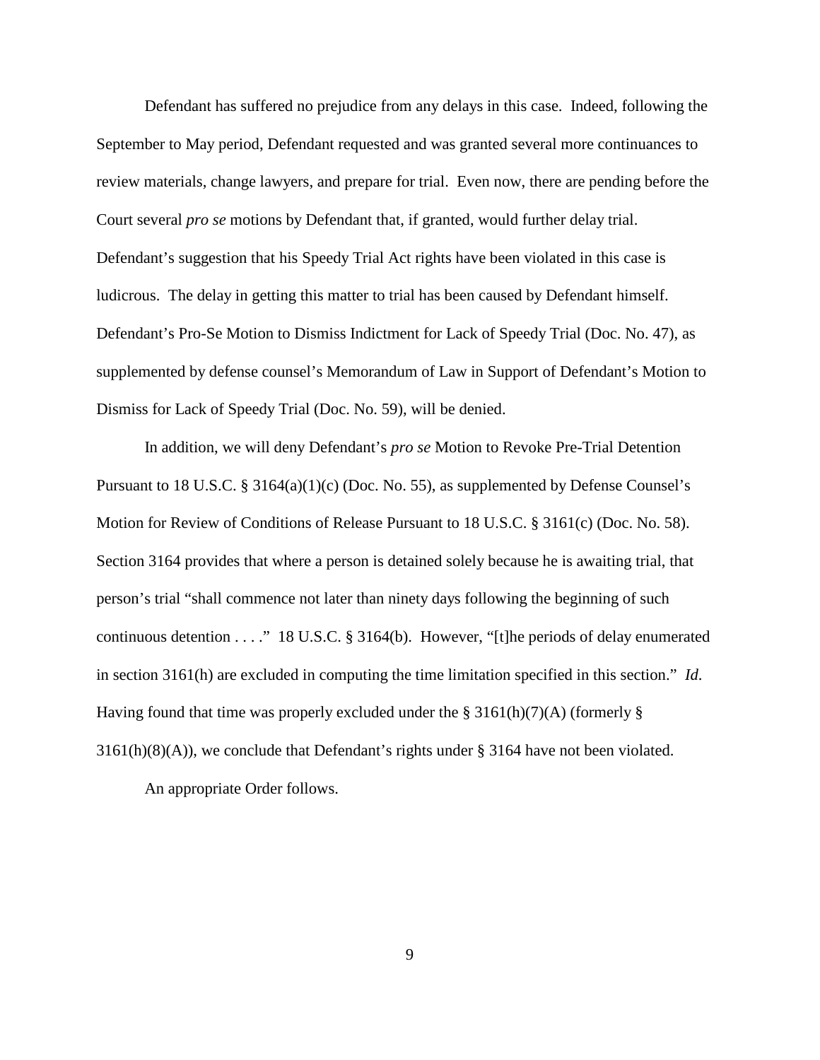Defendant has suffered no prejudice from any delays in this case. Indeed, following the September to May period, Defendant requested and was granted several more continuances to review materials, change lawyers, and prepare for trial. Even now, there are pending before the Court several *pro se* motions by Defendant that, if granted, would further delay trial. Defendant's suggestion that his Speedy Trial Act rights have been violated in this case is ludicrous. The delay in getting this matter to trial has been caused by Defendant himself. Defendant's Pro-Se Motion to Dismiss Indictment for Lack of Speedy Trial (Doc. No. 47), as supplemented by defense counsel's Memorandum of Law in Support of Defendant's Motion to Dismiss for Lack of Speedy Trial (Doc. No. 59), will be denied.

In addition, we will deny Defendant's *pro se* Motion to Revoke Pre-Trial Detention Pursuant to 18 U.S.C. § 3164(a)(1)(c) (Doc. No. 55), as supplemented by Defense Counsel's Motion for Review of Conditions of Release Pursuant to 18 U.S.C. § 3161(c) (Doc. No. 58). Section 3164 provides that where a person is detained solely because he is awaiting trial, that person's trial "shall commence not later than ninety days following the beginning of such continuous detention . . . ." 18 U.S.C. § 3164(b). However, "[t]he periods of delay enumerated in section 3161(h) are excluded in computing the time limitation specified in this section." *Id.* Having found that time was properly excluded under the § 3161(h)(7)(A) (formerly § 3161(h)(8)(A)), we conclude that Defendant's rights under § 3164 have not been violated.

An appropriate Order follows.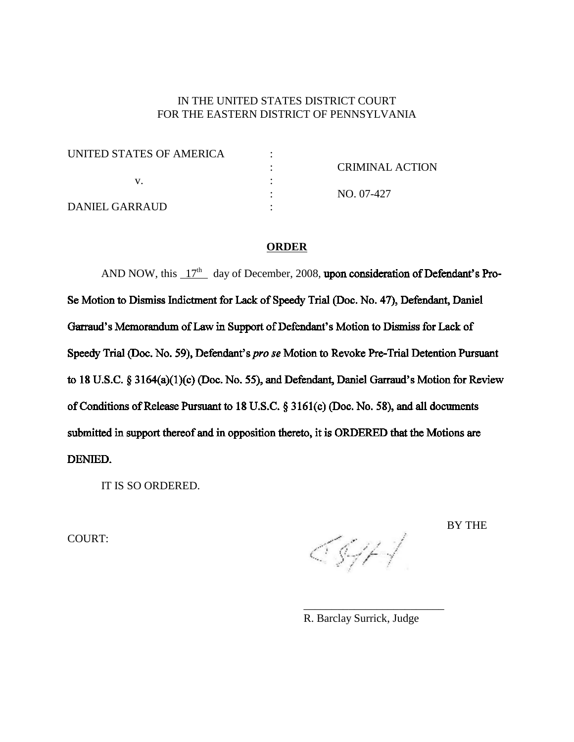IN THE UNITED STATES DISTRICT COURT
FOR THE EASTERN DISTRICT OF PENNSYLVANIA

| | | |
|---|---|---|
| UNITED STATES OF AMERICA | : | |
| | : | CRIMINAL ACTION |
| v. | : | |
| | : | NO. 07-427 |
| DANIEL GARRAUD | : | |

## ORDER

AND NOW, this 17th day of December, 2008, upon consideration of Defendant's Pro-Se Motion to Dismiss Indictment for Lack of Speedy Trial (Doc. No. 47), Defendant, Daniel Garraud's Memorandum of Law in Support of Defendant's Motion to Dismiss for Lack of Speedy Trial (Doc. No. 59), Defendant's *pro se* Motion to Revoke Pre-Trial Detention Pursuant to 18 U.S.C. § 3164(a)(1)(c) (Doc. No. 55), and Defendant, Daniel Garraud's Motion for Review of Conditions of Release Pursuant to 18 U.S.C. § 3161(c) (Doc. No. 58), and all documents submitted in support thereof and in opposition thereto, it is ORDERED that the Motions are DENIED.

IT IS SO ORDERED.

BY THE COURT:

_________________________
R. Barclay Surrick, Judge